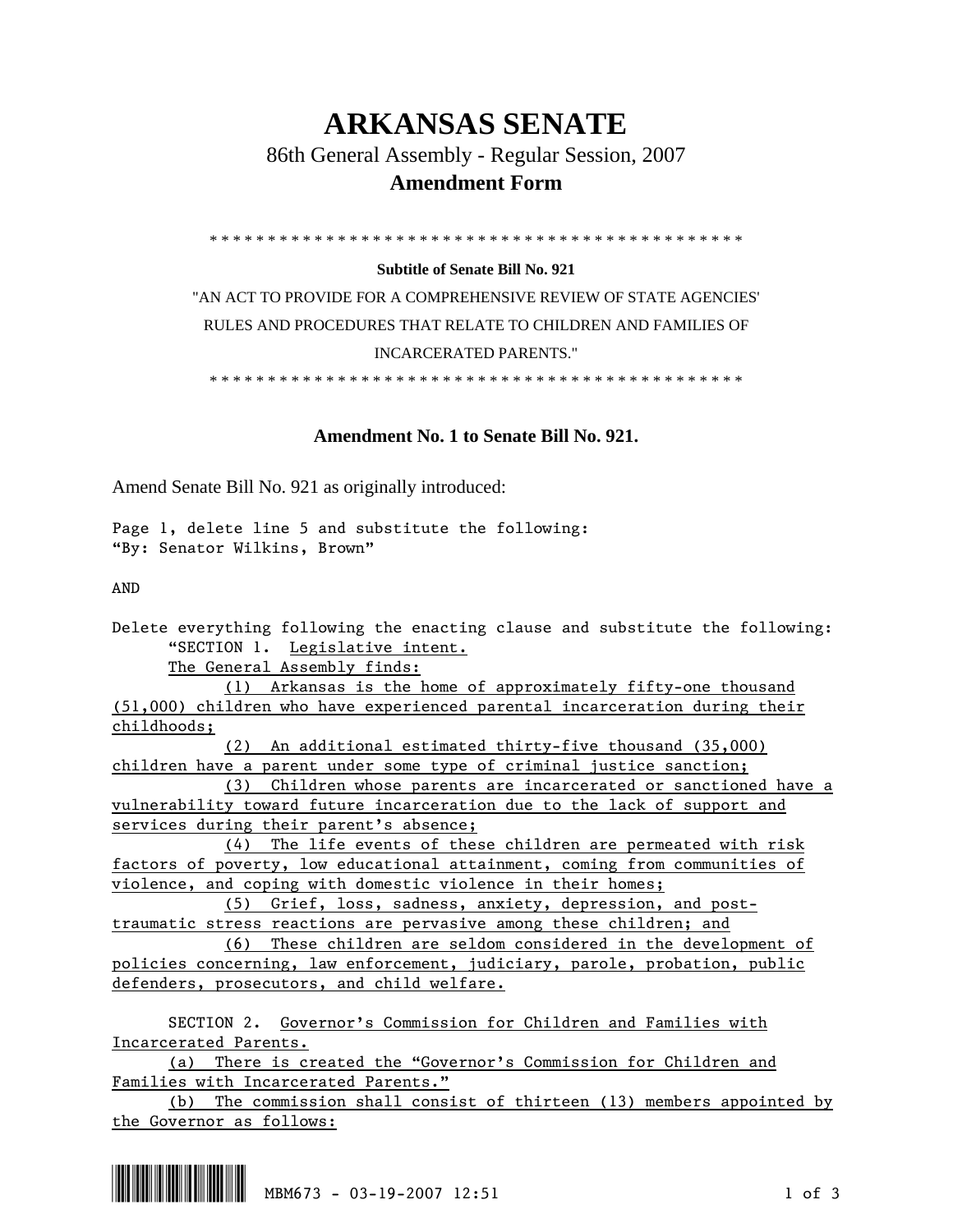# ARKANSAS SENATE

## 86th General Assembly - Regular Session, 2007

## Amendment Form

\* \* \* \* \* \* \* \* \* \* \* \* \* \* \* \* \* \* \* \* \* \* \* \* \* \* \* \* \* \* \* \* \* \* \* \* \* \* \* \* \* \* \* \* \* \* \* \*

**Subtitle of Senate Bill No. 921**

"AN ACT TO PROVIDE FOR A COMPREHENSIVE REVIEW OF STATE AGENCIES' RULES AND PROCEDURES THAT RELATE TO CHILDREN AND FAMILIES OF INCARCERATED PARENTS."

\* \* \* \* \* \* \* \* \* \* \* \* \* \* \* \* \* \* \* \* \* \* \* \* \* \* \* \* \* \* \* \* \* \* \* \* \* \* \* \* \* \* \* \* \* \* \* \*

**Amendment No. 1 to Senate Bill No. 921.**

Amend Senate Bill No. 921 as originally introduced:

Page 1, delete line 5 and substitute the following:
"By: Senator Wilkins, Brown"

AND

Delete everything following the enacting clause and substitute the following:

"SECTION 1. Legislative intent.

The General Assembly finds:

(1) Arkansas is the home of approximately fifty-one thousand (51,000) children who have experienced parental incarceration during their childhoods;

(2) An additional estimated thirty-five thousand (35,000) children have a parent under some type of criminal justice sanction;

(3) Children whose parents are incarcerated or sanctioned have a vulnerability toward future incarceration due to the lack of support and services during their parent's absence;

(4) The life events of these children are permeated with risk factors of poverty, low educational attainment, coming from communities of violence, and coping with domestic violence in their homes;

(5) Grief, loss, sadness, anxiety, depression, and post-traumatic stress reactions are pervasive among these children; and

(6) These children are seldom considered in the development of policies concerning, law enforcement, judiciary, parole, probation, public defenders, prosecutors, and child welfare.

SECTION 2. Governor's Commission for Children and Families with Incarcerated Parents.

(a) There is created the "Governor's Commission for Children and Families with Incarcerated Parents."

(b) The commission shall consist of thirteen (13) members appointed by the Governor as follows:

MBM673 - 03-19-2007 12:51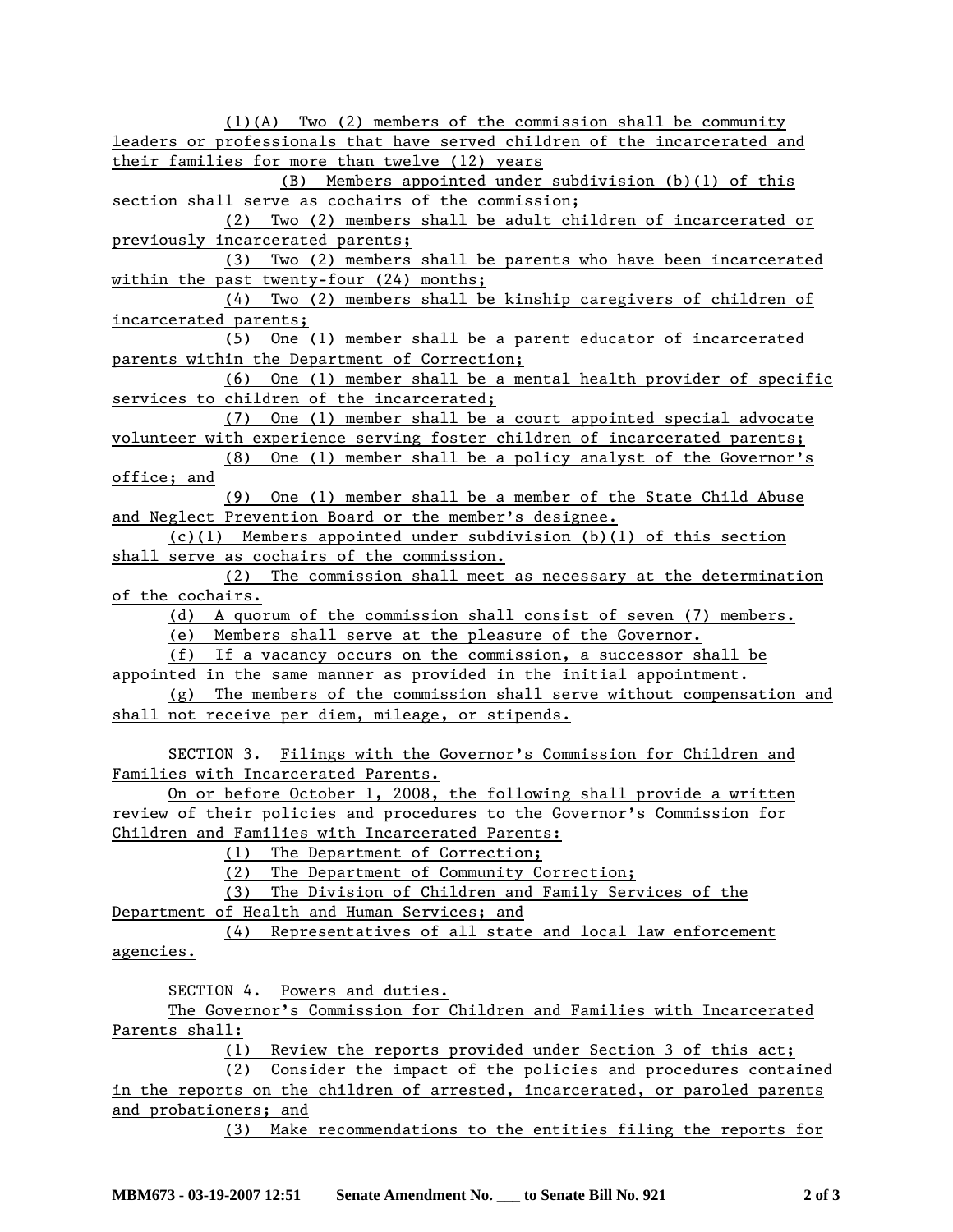(1)(A) Two (2) members of the commission shall be community leaders or professionals that have served children of the incarcerated and their families for more than twelve (12) years

(B) Members appointed under subdivision (b)(1) of this section shall serve as cochairs of the commission;

(2) Two (2) members shall be adult children of incarcerated or previously incarcerated parents;

(3) Two (2) members shall be parents who have been incarcerated within the past twenty-four (24) months;

(4) Two (2) members shall be kinship caregivers of children of incarcerated parents;

(5) One (1) member shall be a parent educator of incarcerated parents within the Department of Correction;

(6) One (1) member shall be a mental health provider of specific services to children of the incarcerated;

(7) One (1) member shall be a court appointed special advocate volunteer with experience serving foster children of incarcerated parents;

(8) One (1) member shall be a policy analyst of the Governor's office; and

(9) One (1) member shall be a member of the State Child Abuse and Neglect Prevention Board or the member's designee.

(c)(1) Members appointed under subdivision (b)(1) of this section shall serve as cochairs of the commission.

(2) The commission shall meet as necessary at the determination of the cochairs.

(d) A quorum of the commission shall consist of seven (7) members.

(e) Members shall serve at the pleasure of the Governor.

(f) If a vacancy occurs on the commission, a successor shall be appointed in the same manner as provided in the initial appointment.

(g) The members of the commission shall serve without compensation and shall not receive per diem, mileage, or stipends.

SECTION 3. Filings with the Governor's Commission for Children and Families with Incarcerated Parents.

On or before October 1, 2008, the following shall provide a written review of their policies and procedures to the Governor's Commission for Children and Families with Incarcerated Parents:

(1) The Department of Correction;

(2) The Department of Community Correction;

(3) The Division of Children and Family Services of the Department of Health and Human Services; and

(4) Representatives of all state and local law enforcement agencies.

SECTION 4. Powers and duties.

The Governor's Commission for Children and Families with Incarcerated Parents shall:

(1) Review the reports provided under Section 3 of this act;

(2) Consider the impact of the policies and procedures contained in the reports on the children of arrested, incarcerated, or paroled parents and probationers; and

(3) Make recommendations to the entities filing the reports for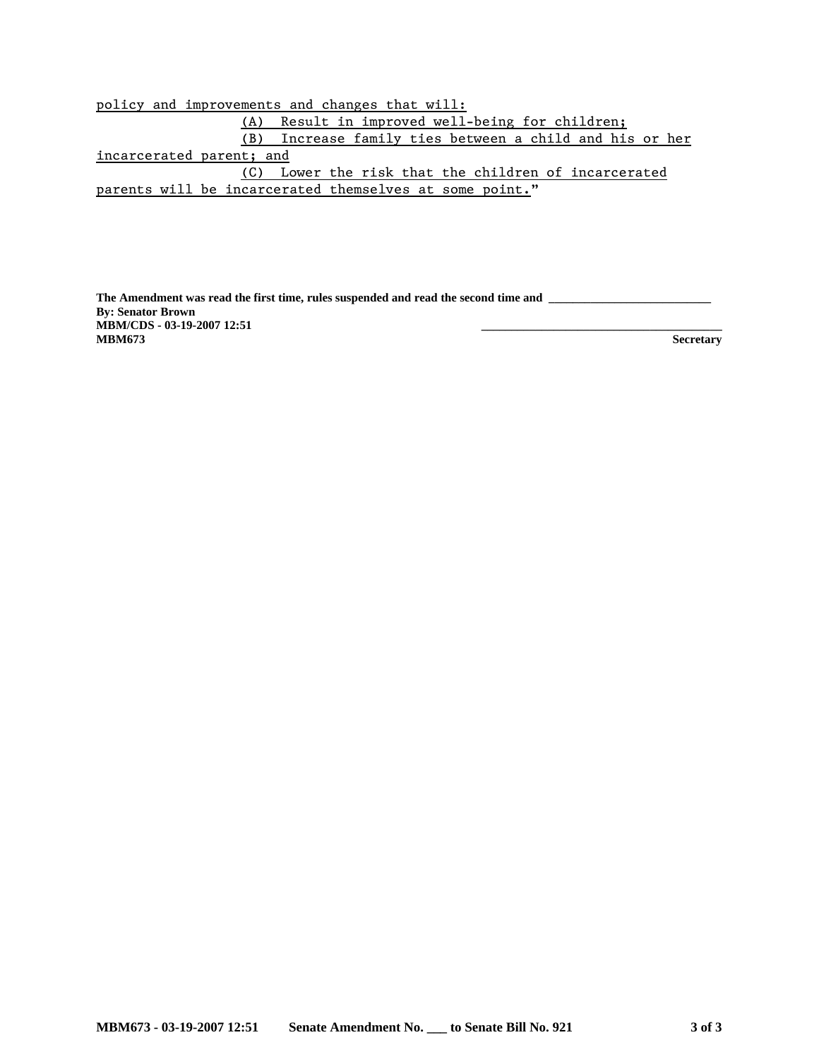policy and improvements and changes that will:

(A) Result in improved well-being for children;

(B) Increase family ties between a child and his or her incarcerated parent; and

(C) Lower the risk that the children of incarcerated parents will be incarcerated themselves at some point."

**The Amendment was read the first time, rules suspended and read the second time and \_\_\_\_\_\_\_\_\_\_\_\_\_\_\_\_\_\_\_\_\_\_\_\_\_\_**

**By: Senator Brown**

**MBM/CDS - 03-19-2007 12:51**

**MBM673**

**\_\_\_\_\_\_\_\_\_\_\_\_\_\_\_\_\_\_\_\_\_\_\_\_\_\_\_\_\_\_\_\_\_\_\_\_\_\_\_\_**

**Secretary**